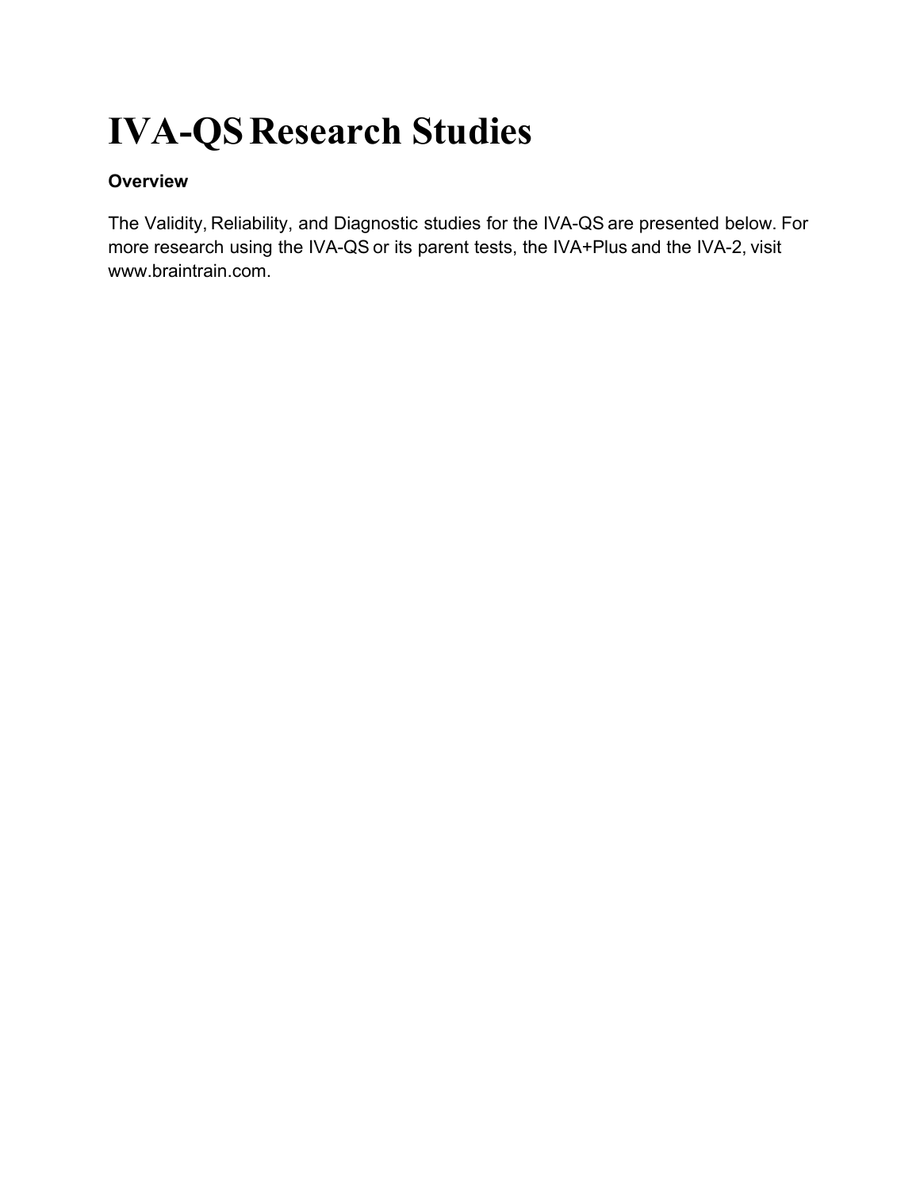# IVA-QS Research Studies

**Overview**

The Validity, Reliability, and Diagnostic studies for the IVA-QS are presented below. For more research using the IVA-QS or its parent tests, the IVA+Plus and the IVA-2, visit www.braintrain.com.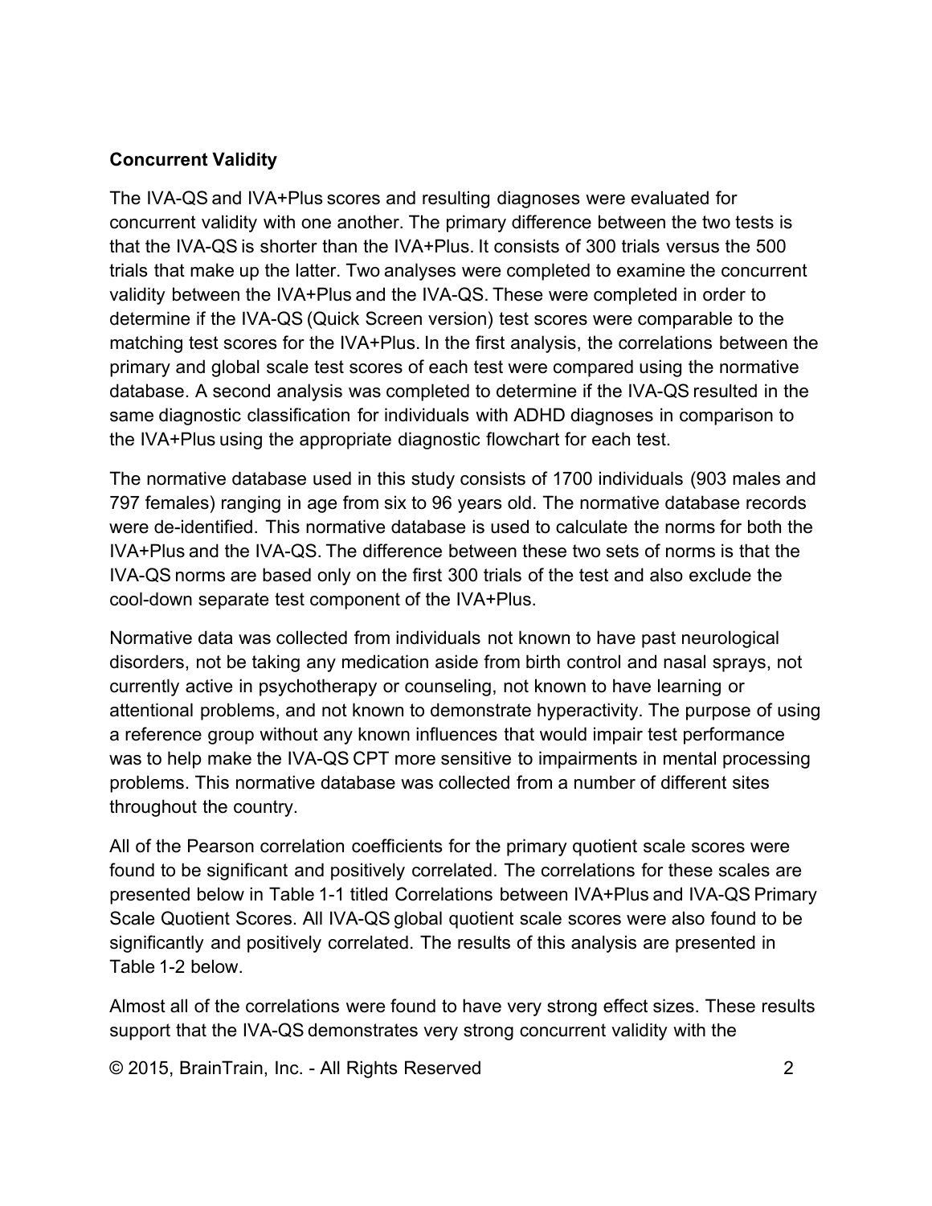## Concurrent Validity

The IVA-QS and IVA+Plus scores and resulting diagnoses were evaluated for concurrent validity with one another. The primary difference between the two tests is that the IVA-QS is shorter than the IVA+Plus. It consists of 300 trials versus the 500 trials that make up the latter. Two analyses were completed to examine the concurrent validity between the IVA+Plus and the IVA-QS. These were completed in order to determine if the IVA-QS (Quick Screen version) test scores were comparable to the matching test scores for the IVA+Plus. In the first analysis, the correlations between the primary and global scale test scores of each test were compared using the normative database. A second analysis was completed to determine if the IVA-QS resulted in the same diagnostic classification for individuals with ADHD diagnoses in comparison to the IVA+Plus using the appropriate diagnostic flowchart for each test.

The normative database used in this study consists of 1700 individuals (903 males and 797 females) ranging in age from six to 96 years old. The normative database records were de-identified. This normative database is used to calculate the norms for both the IVA+Plus and the IVA-QS. The difference between these two sets of norms is that the IVA-QS norms are based only on the first 300 trials of the test and also exclude the cool-down separate test component of the IVA+Plus.

Normative data was collected from individuals not known to have past neurological disorders, not be taking any medication aside from birth control and nasal sprays, not currently active in psychotherapy or counseling, not known to have learning or attentional problems, and not known to demonstrate hyperactivity. The purpose of using a reference group without any known influences that would impair test performance was to help make the IVA-QS CPT more sensitive to impairments in mental processing problems. This normative database was collected from a number of different sites throughout the country.

All of the Pearson correlation coefficients for the primary quotient scale scores were found to be significant and positively correlated. The correlations for these scales are presented below in Table 1-1 titled Correlations between IVA+Plus and IVA-QS Primary Scale Quotient Scores. All IVA-QS global quotient scale scores were also found to be significantly and positively correlated. The results of this analysis are presented in Table 1-2 below.

Almost all of the correlations were found to have very strong effect sizes. These results support that the IVA-QS demonstrates very strong concurrent validity with the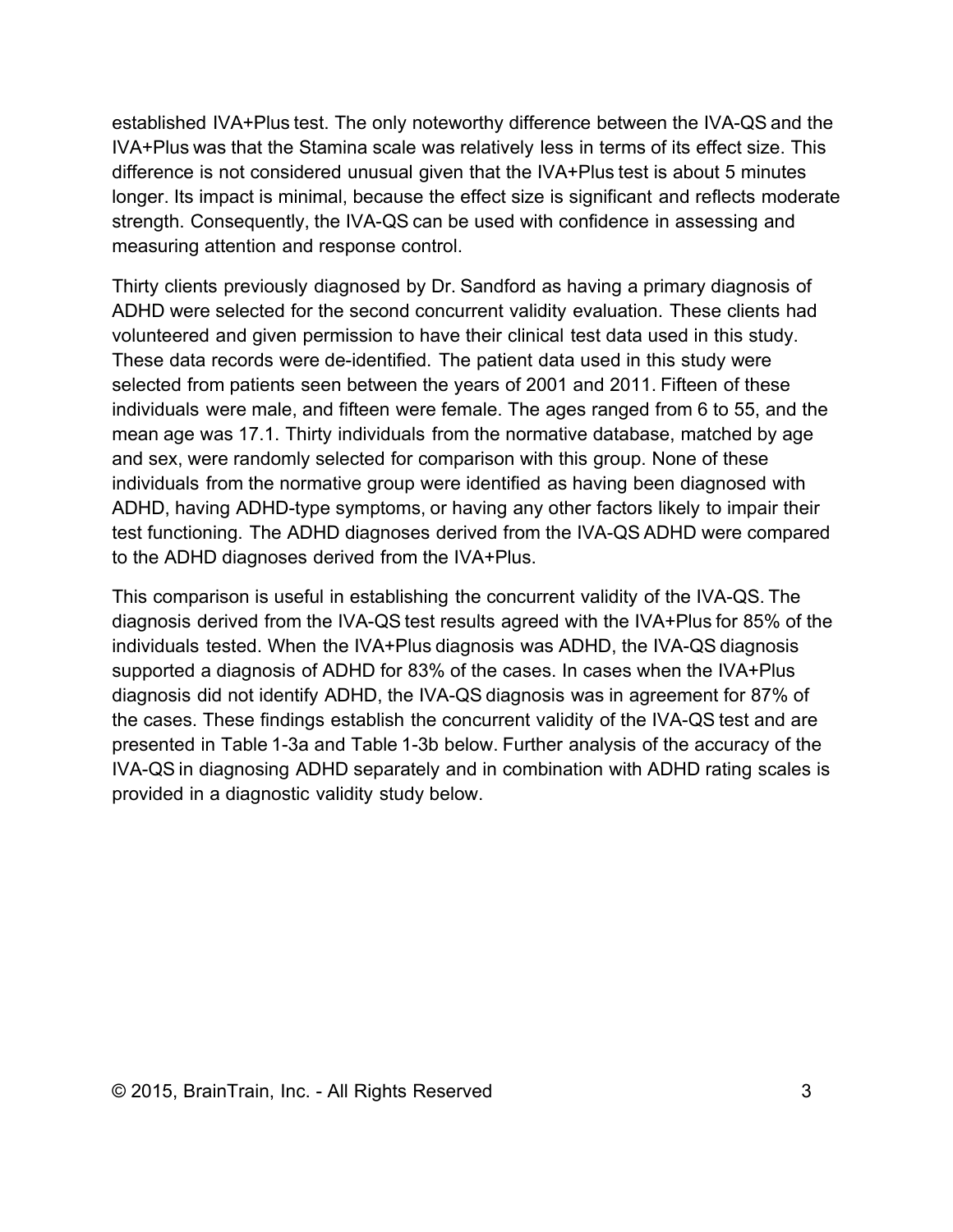established IVA+Plus test. The only noteworthy difference between the IVA-QS and the IVA+Plus was that the Stamina scale was relatively less in terms of its effect size. This difference is not considered unusual given that the IVA+Plus test is about 5 minutes longer. Its impact is minimal, because the effect size is significant and reflects moderate strength. Consequently, the IVA-QS can be used with confidence in assessing and measuring attention and response control.

Thirty clients previously diagnosed by Dr. Sandford as having a primary diagnosis of ADHD were selected for the second concurrent validity evaluation. These clients had volunteered and given permission to have their clinical test data used in this study. These data records were de-identified. The patient data used in this study were selected from patients seen between the years of 2001 and 2011. Fifteen of these individuals were male, and fifteen were female. The ages ranged from 6 to 55, and the mean age was 17.1. Thirty individuals from the normative database, matched by age and sex, were randomly selected for comparison with this group. None of these individuals from the normative group were identified as having been diagnosed with ADHD, having ADHD-type symptoms, or having any other factors likely to impair their test functioning. The ADHD diagnoses derived from the IVA-QS ADHD were compared to the ADHD diagnoses derived from the IVA+Plus.

This comparison is useful in establishing the concurrent validity of the IVA-QS. The diagnosis derived from the IVA-QS test results agreed with the IVA+Plus for 85% of the individuals tested. When the IVA+Plus diagnosis was ADHD, the IVA-QS diagnosis supported a diagnosis of ADHD for 83% of the cases. In cases when the IVA+Plus diagnosis did not identify ADHD, the IVA-QS diagnosis was in agreement for 87% of the cases. These findings establish the concurrent validity of the IVA-QS test and are presented in Table 1-3a and Table 1-3b below. Further analysis of the accuracy of the IVA-QS in diagnosing ADHD separately and in combination with ADHD rating scales is provided in a diagnostic validity study below.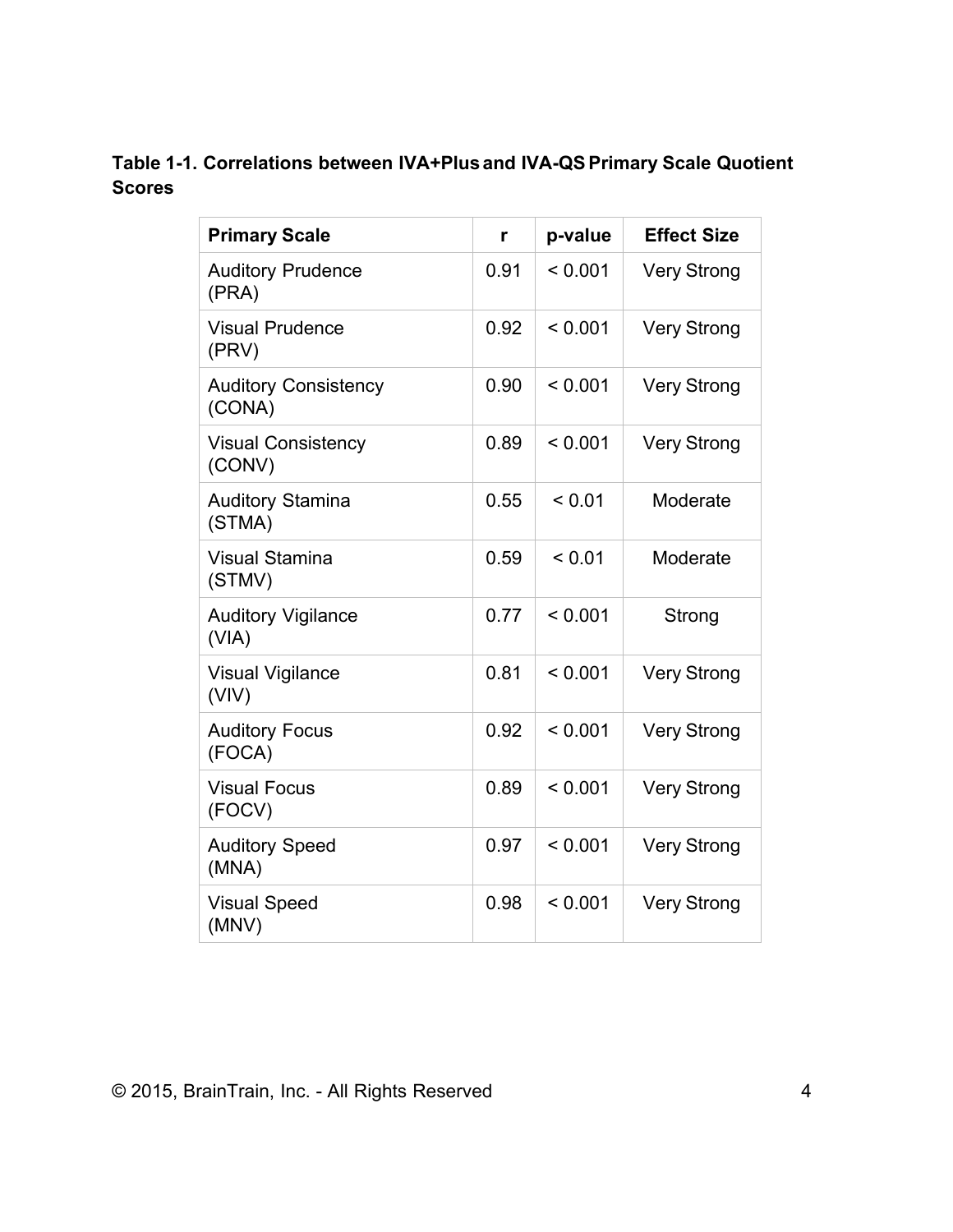**Table 1-1. Correlations between IVA+Plus and IVA-QS Primary Scale Quotient Scores**

| Primary Scale | r | p-value | Effect Size |
|---|---|---|---|
| Auditory Prudence (PRA) | 0.91 | < 0.001 | Very Strong |
| Visual Prudence (PRV) | 0.92 | < 0.001 | Very Strong |
| Auditory Consistency (CONA) | 0.90 | < 0.001 | Very Strong |
| Visual Consistency (CONV) | 0.89 | < 0.001 | Very Strong |
| Auditory Stamina (STMA) | 0.55 | < 0.01 | Moderate |
| Visual Stamina (STMV) | 0.59 | < 0.01 | Moderate |
| Auditory Vigilance (VIA) | 0.77 | < 0.001 | Strong |
| Visual Vigilance (VIV) | 0.81 | < 0.001 | Very Strong |
| Auditory Focus (FOCA) | 0.92 | < 0.001 | Very Strong |
| Visual Focus (FOCV) | 0.89 | < 0.001 | Very Strong |
| Auditory Speed (MNA) | 0.97 | < 0.001 | Very Strong |
| Visual Speed (MNV) | 0.98 | < 0.001 | Very Strong |

© 2015, BrainTrain, Inc. - All Rights Reserved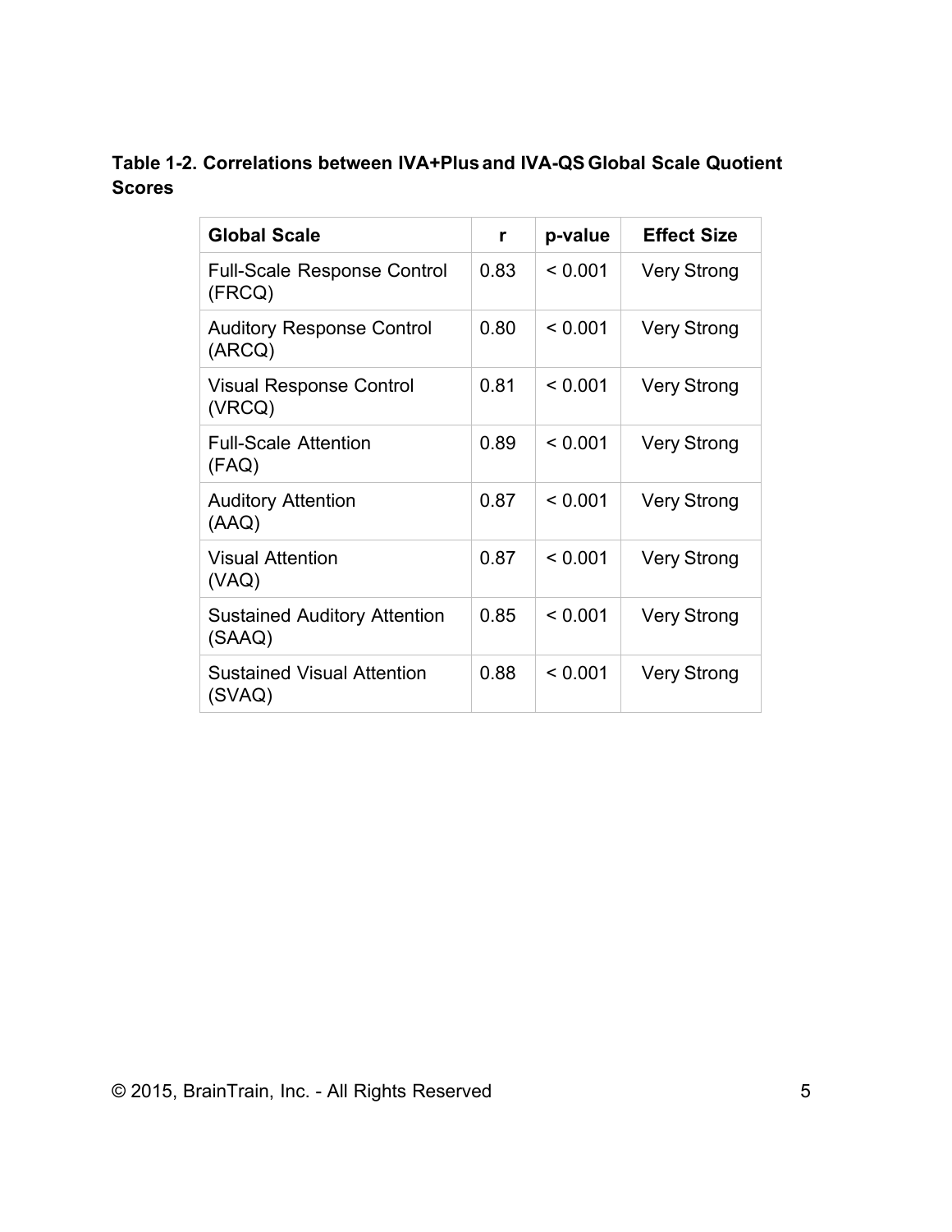**Table 1-2. Correlations between IVA+Plus and IVA-QS Global Scale Quotient Scores**

| Global Scale | r | p-value | Effect Size |
|---|---|---|---|
| Full-Scale Response Control (FRCQ) | 0.83 | < 0.001 | Very Strong |
| Auditory Response Control (ARCQ) | 0.80 | < 0.001 | Very Strong |
| Visual Response Control (VRCQ) | 0.81 | < 0.001 | Very Strong |
| Full-Scale Attention (FAQ) | 0.89 | < 0.001 | Very Strong |
| Auditory Attention (AAQ) | 0.87 | < 0.001 | Very Strong |
| Visual Attention (VAQ) | 0.87 | < 0.001 | Very Strong |
| Sustained Auditory Attention (SAAQ) | 0.85 | < 0.001 | Very Strong |
| Sustained Visual Attention (SVAQ) | 0.88 | < 0.001 | Very Strong |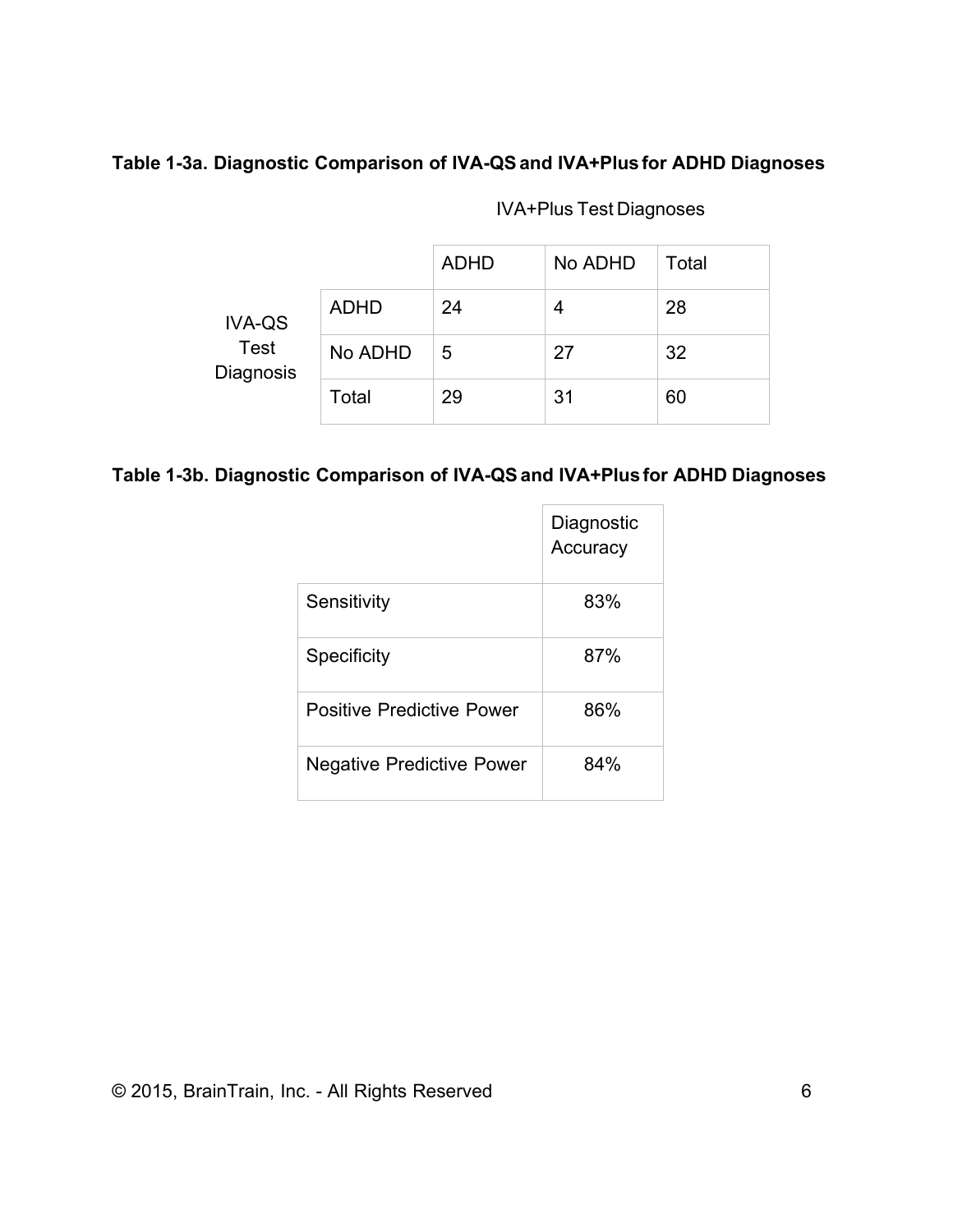**Table 1-3a. Diagnostic Comparison of IVA-QS and IVA+Plus for ADHD Diagnoses**

| | | IVA+Plus Test Diagnoses | | |
|---|---|---|---|---|
| | | ADHD | No ADHD | Total |
| IVA-QS Test Diagnosis | ADHD | 24 | 4 | 28 |
| | No ADHD | 5 | 27 | 32 |
| | Total | 29 | 31 | 60 |

**Table 1-3b. Diagnostic Comparison of IVA-QS and IVA+Plus for ADHD Diagnoses**

| | Diagnostic Accuracy |
|---|---|
| Sensitivity | 83% |
| Specificity | 87% |
| Positive Predictive Power | 86% |
| Negative Predictive Power | 84% |

© 2015, BrainTrain, Inc. - All Rights Reserved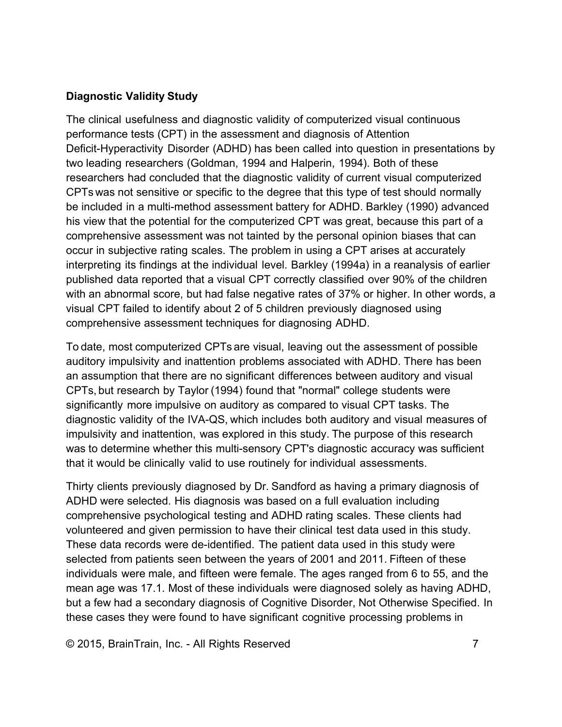**Diagnostic Validity Study**

The clinical usefulness and diagnostic validity of computerized visual continuous performance tests (CPT) in the assessment and diagnosis of Attention Deficit-Hyperactivity Disorder (ADHD) has been called into question in presentations by two leading researchers (Goldman, 1994 and Halperin, 1994). Both of these researchers had concluded that the diagnostic validity of current visual computerized CPTs was not sensitive or specific to the degree that this type of test should normally be included in a multi-method assessment battery for ADHD. Barkley (1990) advanced his view that the potential for the computerized CPT was great, because this part of a comprehensive assessment was not tainted by the personal opinion biases that can occur in subjective rating scales. The problem in using a CPT arises at accurately interpreting its findings at the individual level. Barkley (1994a) in a reanalysis of earlier published data reported that a visual CPT correctly classified over 90% of the children with an abnormal score, but had false negative rates of 37% or higher. In other words, a visual CPT failed to identify about 2 of 5 children previously diagnosed using comprehensive assessment techniques for diagnosing ADHD.

To date, most computerized CPTs are visual, leaving out the assessment of possible auditory impulsivity and inattention problems associated with ADHD. There has been an assumption that there are no significant differences between auditory and visual CPTs, but research by Taylor (1994) found that "normal" college students were significantly more impulsive on auditory as compared to visual CPT tasks. The diagnostic validity of the IVA-QS, which includes both auditory and visual measures of impulsivity and inattention, was explored in this study. The purpose of this research was to determine whether this multi-sensory CPT's diagnostic accuracy was sufficient that it would be clinically valid to use routinely for individual assessments.

Thirty clients previously diagnosed by Dr. Sandford as having a primary diagnosis of ADHD were selected. His diagnosis was based on a full evaluation including comprehensive psychological testing and ADHD rating scales. These clients had volunteered and given permission to have their clinical test data used in this study. These data records were de-identified. The patient data used in this study were selected from patients seen between the years of 2001 and 2011. Fifteen of these individuals were male, and fifteen were female. The ages ranged from 6 to 55, and the mean age was 17.1. Most of these individuals were diagnosed solely as having ADHD, but a few had a secondary diagnosis of Cognitive Disorder, Not Otherwise Specified. In these cases they were found to have significant cognitive processing problems in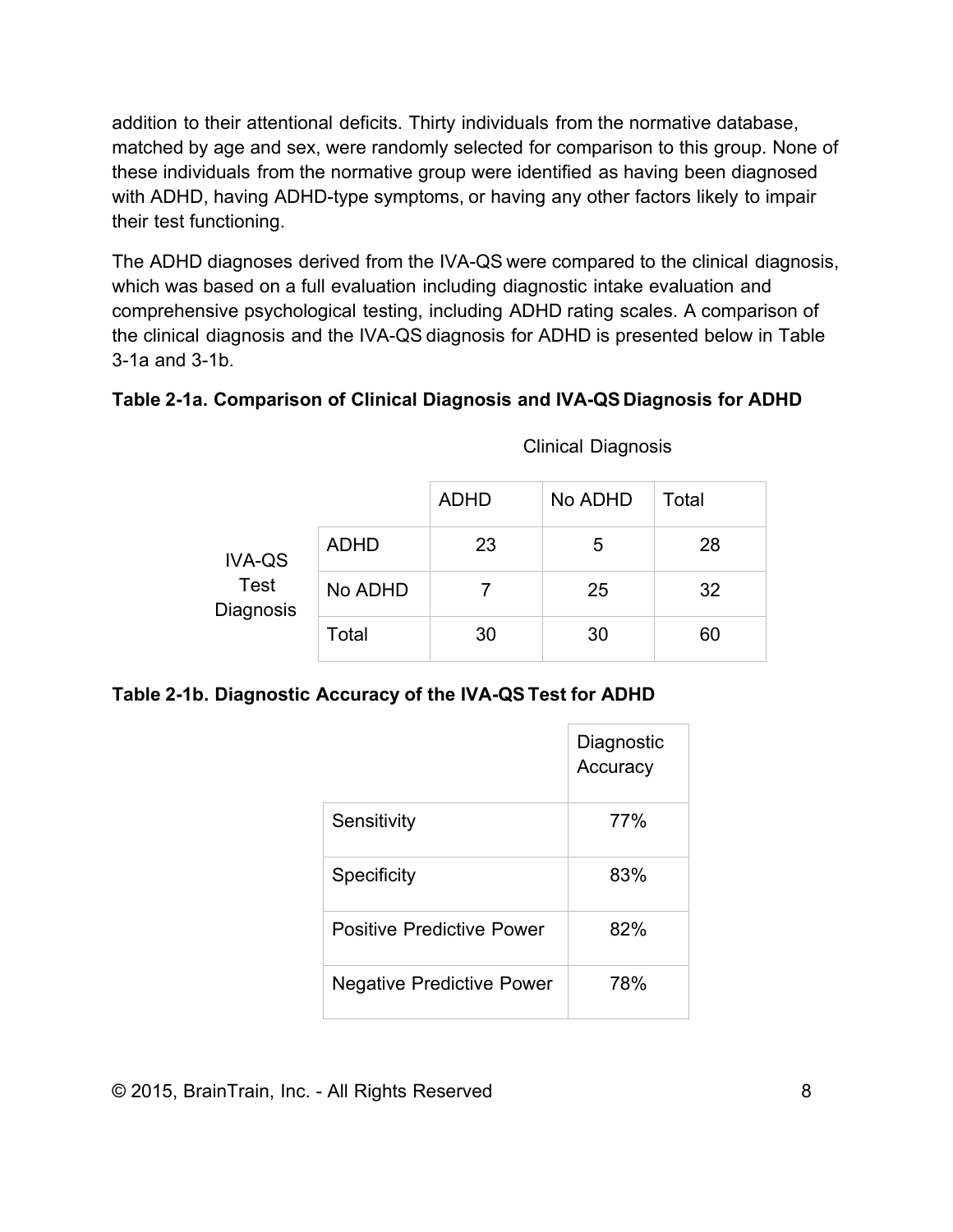addition to their attentional deficits. Thirty individuals from the normative database, matched by age and sex, were randomly selected for comparison to this group. None of these individuals from the normative group were identified as having been diagnosed with ADHD, having ADHD-type symptoms, or having any other factors likely to impair their test functioning.

The ADHD diagnoses derived from the IVA-QS were compared to the clinical diagnosis, which was based on a full evaluation including diagnostic intake evaluation and comprehensive psychological testing, including ADHD rating scales. A comparison of the clinical diagnosis and the IVA-QS diagnosis for ADHD is presented below in Table 3-1a and 3-1b.

**Table 2-1a. Comparison of Clinical Diagnosis and IVA-QS Diagnosis for ADHD**

| | | Clinical Diagnosis | | |
|---|---|---|---|---|
| | | ADHD | No ADHD | Total |
| IVA-QS Test Diagnosis | ADHD | 23 | 5 | 28 |
| | No ADHD | 7 | 25 | 32 |
| | Total | 30 | 30 | 60 |

**Table 2-1b. Diagnostic Accuracy of the IVA-QS Test for ADHD**

| | Diagnostic Accuracy |
|---|---|
| Sensitivity | 77% |
| Specificity | 83% |
| Positive Predictive Power | 82% |
| Negative Predictive Power | 78% |

© 2015, BrainTrain, Inc. - All Rights Reserved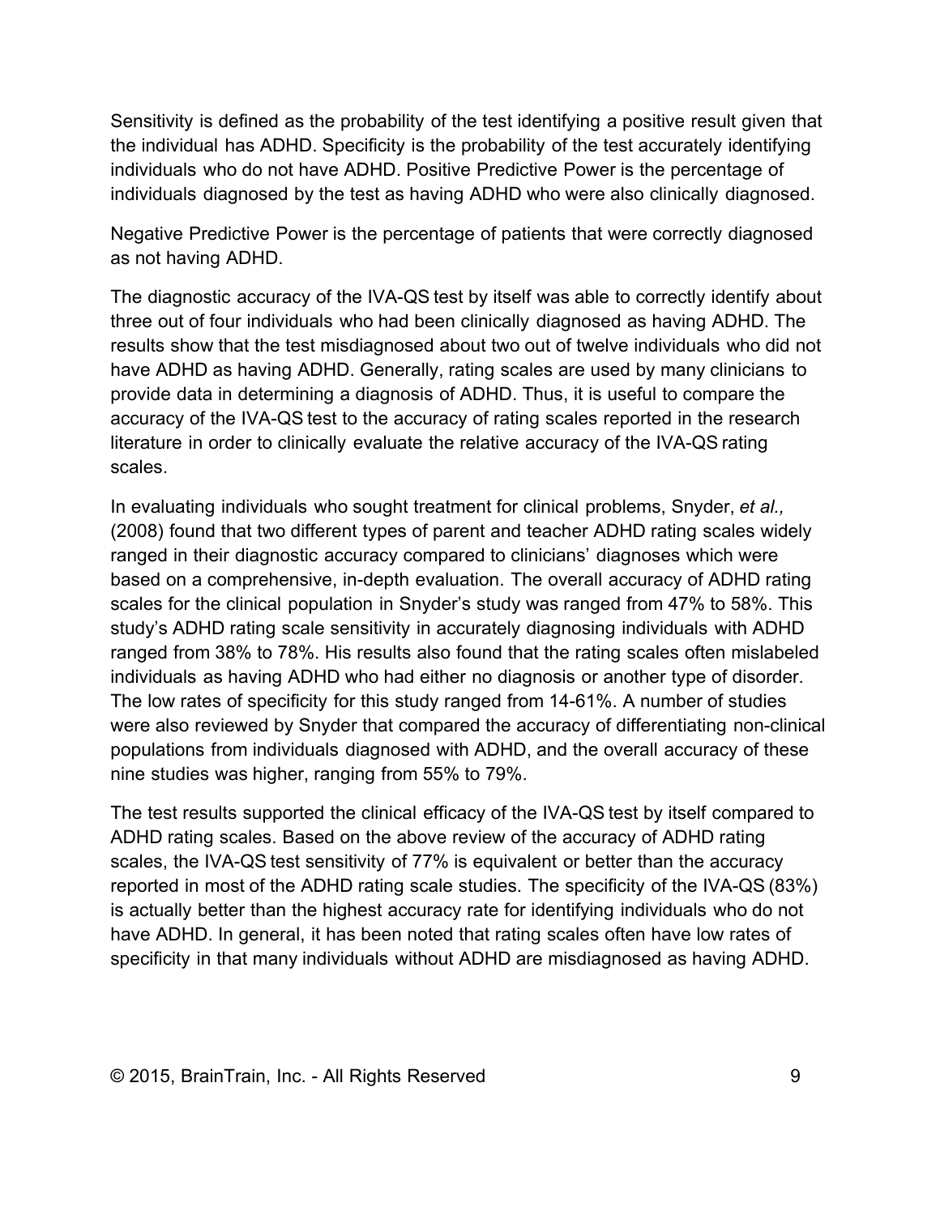Sensitivity is defined as the probability of the test identifying a positive result given that the individual has ADHD. Specificity is the probability of the test accurately identifying individuals who do not have ADHD. Positive Predictive Power is the percentage of individuals diagnosed by the test as having ADHD who were also clinically diagnosed.

Negative Predictive Power is the percentage of patients that were correctly diagnosed as not having ADHD.

The diagnostic accuracy of the IVA-QS test by itself was able to correctly identify about three out of four individuals who had been clinically diagnosed as having ADHD. The results show that the test misdiagnosed about two out of twelve individuals who did not have ADHD as having ADHD. Generally, rating scales are used by many clinicians to provide data in determining a diagnosis of ADHD. Thus, it is useful to compare the accuracy of the IVA-QS test to the accuracy of rating scales reported in the research literature in order to clinically evaluate the relative accuracy of the IVA-QS rating scales.

In evaluating individuals who sought treatment for clinical problems, Snyder, *et al.,* (2008) found that two different types of parent and teacher ADHD rating scales widely ranged in their diagnostic accuracy compared to clinicians' diagnoses which were based on a comprehensive, in-depth evaluation. The overall accuracy of ADHD rating scales for the clinical population in Snyder's study was ranged from 47% to 58%. This study's ADHD rating scale sensitivity in accurately diagnosing individuals with ADHD ranged from 38% to 78%. His results also found that the rating scales often mislabeled individuals as having ADHD who had either no diagnosis or another type of disorder. The low rates of specificity for this study ranged from 14-61%. A number of studies were also reviewed by Snyder that compared the accuracy of differentiating non-clinical populations from individuals diagnosed with ADHD, and the overall accuracy of these nine studies was higher, ranging from 55% to 79%.

The test results supported the clinical efficacy of the IVA-QS test by itself compared to ADHD rating scales. Based on the above review of the accuracy of ADHD rating scales, the IVA-QS test sensitivity of 77% is equivalent or better than the accuracy reported in most of the ADHD rating scale studies. The specificity of the IVA-QS (83%) is actually better than the highest accuracy rate for identifying individuals who do not have ADHD. In general, it has been noted that rating scales often have low rates of specificity in that many individuals without ADHD are misdiagnosed as having ADHD.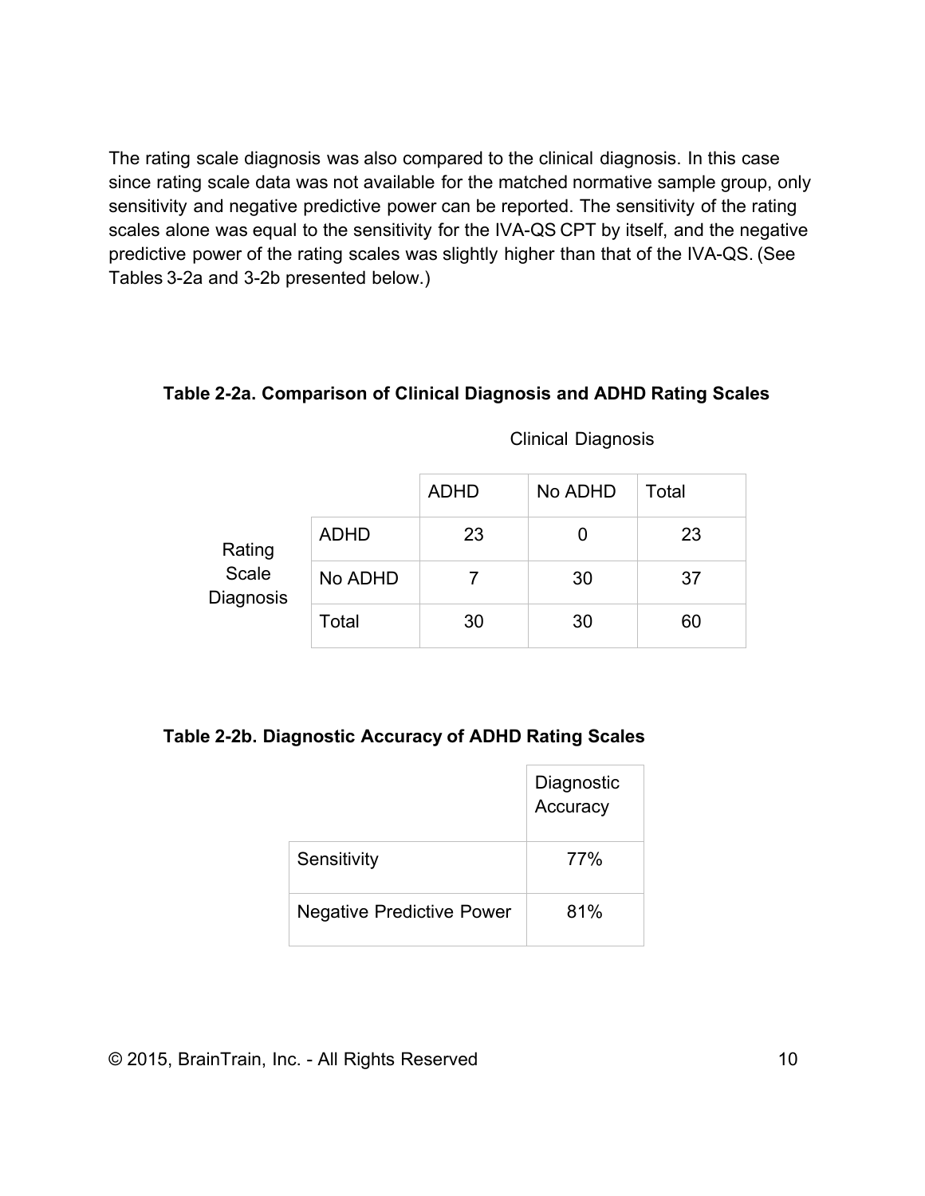The rating scale diagnosis was also compared to the clinical diagnosis. In this case since rating scale data was not available for the matched normative sample group, only sensitivity and negative predictive power can be reported. The sensitivity of the rating scales alone was equal to the sensitivity for the IVA-QS CPT by itself, and the negative predictive power of the rating scales was slightly higher than that of the IVA-QS. (See Tables 3-2a and 3-2b presented below.)

**Table 2-2a. Comparison of Clinical Diagnosis and ADHD Rating Scales**

| | | Clinical Diagnosis | | |
|---|---|---|---|---|
| | | ADHD | No ADHD | Total |
| Rating Scale Diagnosis | ADHD | 23 | 0 | 23 |
| | No ADHD | 7 | 30 | 37 |
| | Total | 30 | 30 | 60 |

**Table 2-2b. Diagnostic Accuracy of ADHD Rating Scales**

| | Diagnostic Accuracy |
|---|---|
| Sensitivity | 77% |
| Negative Predictive Power | 81% |

© 2015, BrainTrain, Inc. - All Rights Reserved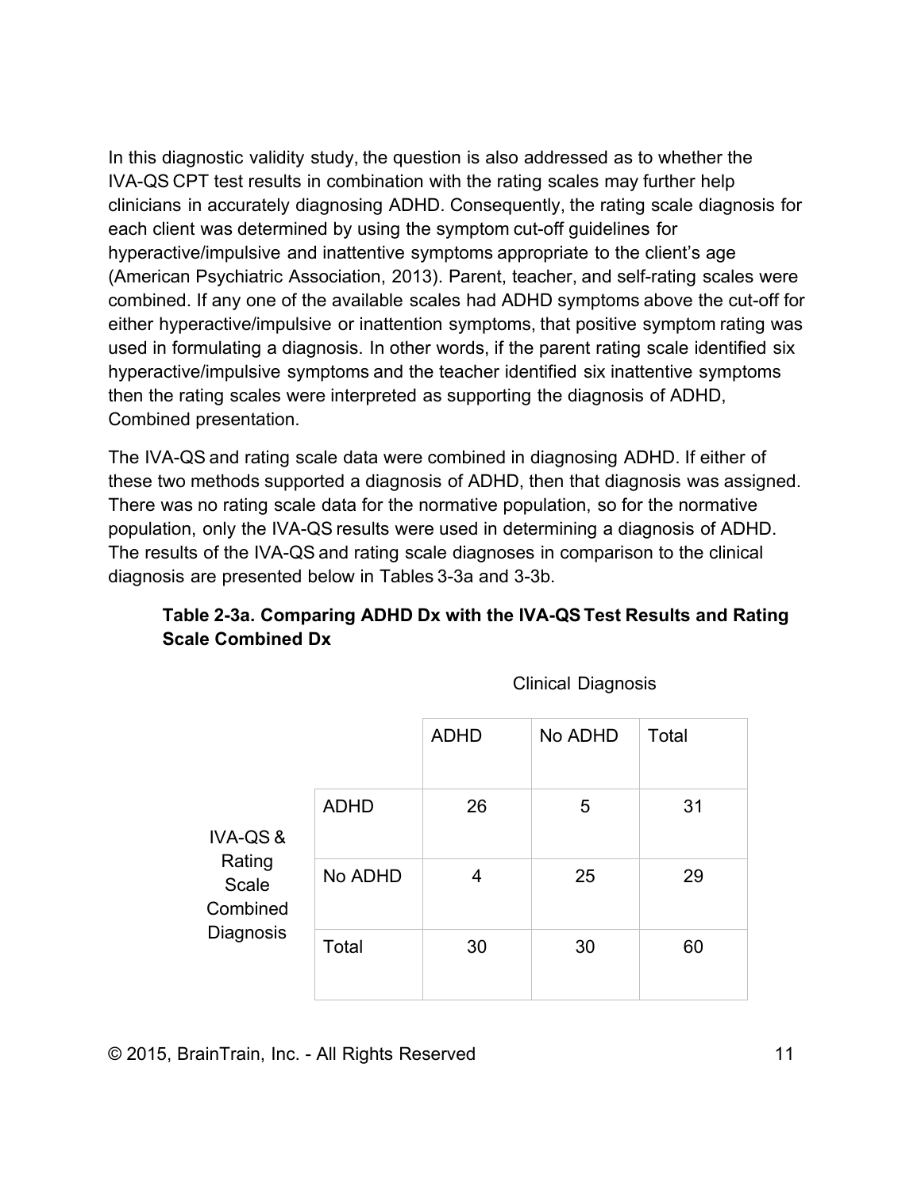In this diagnostic validity study, the question is also addressed as to whether the IVA-QS CPT test results in combination with the rating scales may further help clinicians in accurately diagnosing ADHD. Consequently, the rating scale diagnosis for each client was determined by using the symptom cut-off guidelines for hyperactive/impulsive and inattentive symptoms appropriate to the client's age (American Psychiatric Association, 2013). Parent, teacher, and self-rating scales were combined. If any one of the available scales had ADHD symptoms above the cut-off for either hyperactive/impulsive or inattention symptoms, that positive symptom rating was used in formulating a diagnosis. In other words, if the parent rating scale identified six hyperactive/impulsive symptoms and the teacher identified six inattentive symptoms then the rating scales were interpreted as supporting the diagnosis of ADHD, Combined presentation.

The IVA-QS and rating scale data were combined in diagnosing ADHD. If either of these two methods supported a diagnosis of ADHD, then that diagnosis was assigned. There was no rating scale data for the normative population, so for the normative population, only the IVA-QS results were used in determining a diagnosis of ADHD. The results of the IVA-QS and rating scale diagnoses in comparison to the clinical diagnosis are presented below in Tables 3-3a and 3-3b.

**Table 2-3a. Comparing ADHD Dx with the IVA-QS Test Results and Rating Scale Combined Dx**

| | | Clinical Diagnosis | | |
|---|---|---|---|---|
| | | ADHD | No ADHD | Total |
| IVA-QS & Rating Scale Combined Diagnosis | ADHD | 26 | 5 | 31 |
| | No ADHD | 4 | 25 | 29 |
| | Total | 30 | 30 | 60 |

© 2015, BrainTrain, Inc. - All Rights Reserved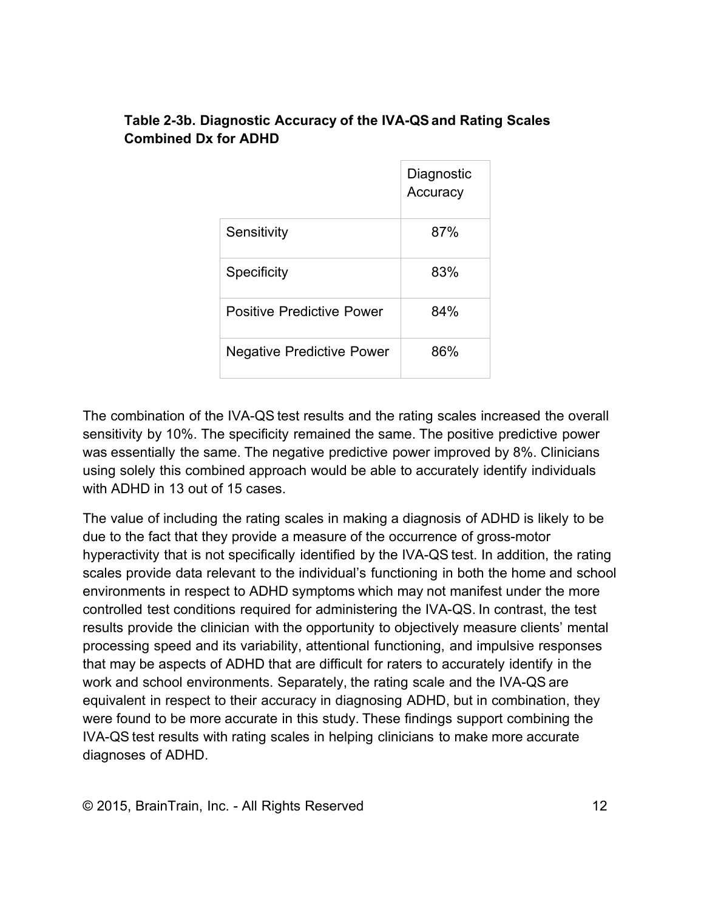**Table 2-3b. Diagnostic Accuracy of the IVA-QS and Rating Scales Combined Dx for ADHD**

| | Diagnostic Accuracy |
|---|---|
| Sensitivity | 87% |
| Specificity | 83% |
| Positive Predictive Power | 84% |
| Negative Predictive Power | 86% |

The combination of the IVA-QS test results and the rating scales increased the overall sensitivity by 10%. The specificity remained the same. The positive predictive power was essentially the same. The negative predictive power improved by 8%. Clinicians using solely this combined approach would be able to accurately identify individuals with ADHD in 13 out of 15 cases.

The value of including the rating scales in making a diagnosis of ADHD is likely to be due to the fact that they provide a measure of the occurrence of gross-motor hyperactivity that is not specifically identified by the IVA-QS test. In addition, the rating scales provide data relevant to the individual's functioning in both the home and school environments in respect to ADHD symptoms which may not manifest under the more controlled test conditions required for administering the IVA-QS. In contrast, the test results provide the clinician with the opportunity to objectively measure clients' mental processing speed and its variability, attentional functioning, and impulsive responses that may be aspects of ADHD that are difficult for raters to accurately identify in the work and school environments. Separately, the rating scale and the IVA-QS are equivalent in respect to their accuracy in diagnosing ADHD, but in combination, they were found to be more accurate in this study. These findings support combining the IVA-QS test results with rating scales in helping clinicians to make more accurate diagnoses of ADHD.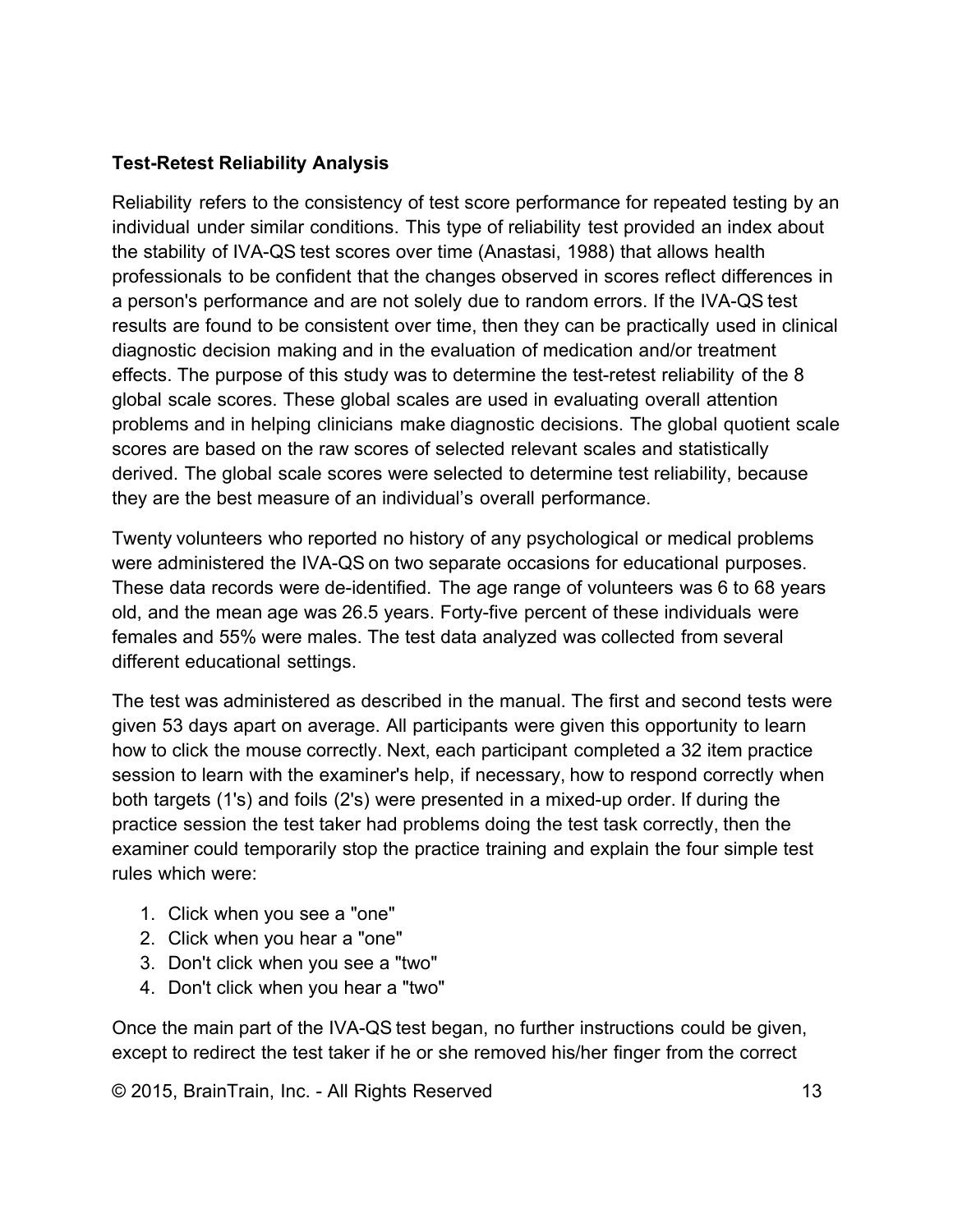**Test-Retest Reliability Analysis**

Reliability refers to the consistency of test score performance for repeated testing by an individual under similar conditions. This type of reliability test provided an index about the stability of IVA-QS test scores over time (Anastasi, 1988) that allows health professionals to be confident that the changes observed in scores reflect differences in a person's performance and are not solely due to random errors. If the IVA-QS test results are found to be consistent over time, then they can be practically used in clinical diagnostic decision making and in the evaluation of medication and/or treatment effects. The purpose of this study was to determine the test-retest reliability of the 8 global scale scores. These global scales are used in evaluating overall attention problems and in helping clinicians make diagnostic decisions. The global quotient scale scores are based on the raw scores of selected relevant scales and statistically derived. The global scale scores were selected to determine test reliability, because they are the best measure of an individual's overall performance.

Twenty volunteers who reported no history of any psychological or medical problems were administered the IVA-QS on two separate occasions for educational purposes. These data records were de-identified. The age range of volunteers was 6 to 68 years old, and the mean age was 26.5 years. Forty-five percent of these individuals were females and 55% were males. The test data analyzed was collected from several different educational settings.

The test was administered as described in the manual. The first and second tests were given 53 days apart on average. All participants were given this opportunity to learn how to click the mouse correctly. Next, each participant completed a 32 item practice session to learn with the examiner's help, if necessary, how to respond correctly when both targets (1's) and foils (2's) were presented in a mixed-up order. If during the practice session the test taker had problems doing the test task correctly, then the examiner could temporarily stop the practice training and explain the four simple test rules which were:

1. Click when you see a "one"
2. Click when you hear a "one"
3. Don't click when you see a "two"
4. Don't click when you hear a "two"

Once the main part of the IVA-QS test began, no further instructions could be given, except to redirect the test taker if he or she removed his/her finger from the correct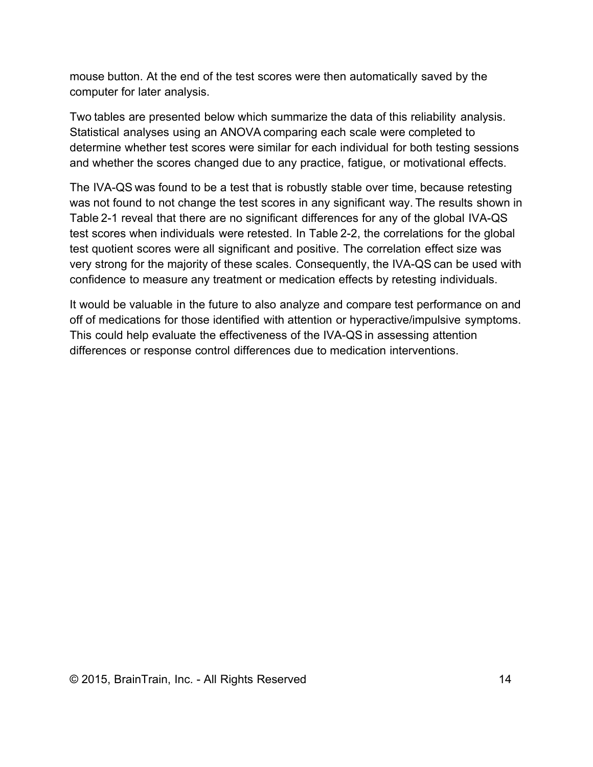mouse button. At the end of the test scores were then automatically saved by the computer for later analysis.

Two tables are presented below which summarize the data of this reliability analysis. Statistical analyses using an ANOVA comparing each scale were completed to determine whether test scores were similar for each individual for both testing sessions and whether the scores changed due to any practice, fatigue, or motivational effects.

The IVA-QS was found to be a test that is robustly stable over time, because retesting was not found to not change the test scores in any significant way. The results shown in Table 2-1 reveal that there are no significant differences for any of the global IVA-QS test scores when individuals were retested. In Table 2-2, the correlations for the global test quotient scores were all significant and positive. The correlation effect size was very strong for the majority of these scales. Consequently, the IVA-QS can be used with confidence to measure any treatment or medication effects by retesting individuals.

It would be valuable in the future to also analyze and compare test performance on and off of medications for those identified with attention or hyperactive/impulsive symptoms. This could help evaluate the effectiveness of the IVA-QS in assessing attention differences or response control differences due to medication interventions.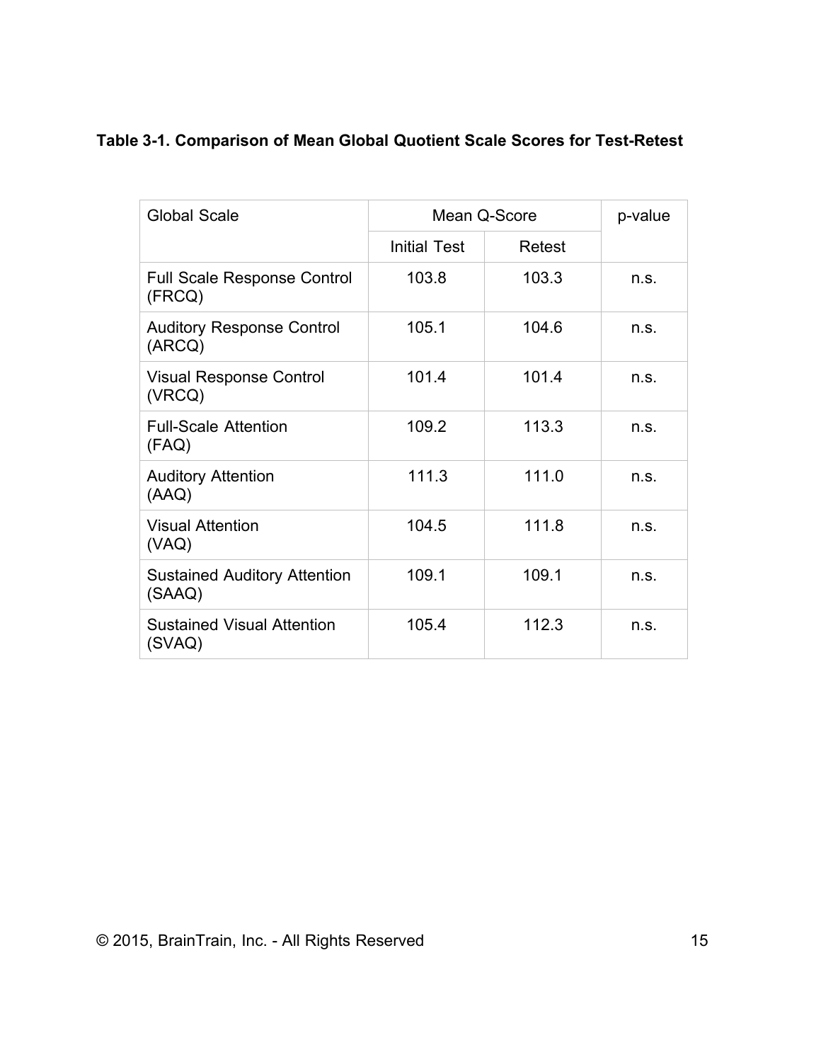**Table 3-1. Comparison of Mean Global Quotient Scale Scores for Test-Retest**

| Global Scale | Mean Q-Score | | p-value |
|---|---|---|---|
| | Initial Test | Retest | |
| Full Scale Response Control (FRCQ) | 103.8 | 103.3 | n.s. |
| Auditory Response Control (ARCQ) | 105.1 | 104.6 | n.s. |
| Visual Response Control (VRCQ) | 101.4 | 101.4 | n.s. |
| Full-Scale Attention (FAQ) | 109.2 | 113.3 | n.s. |
| Auditory Attention (AAQ) | 111.3 | 111.0 | n.s. |
| Visual Attention (VAQ) | 104.5 | 111.8 | n.s. |
| Sustained Auditory Attention (SAAQ) | 109.1 | 109.1 | n.s. |
| Sustained Visual Attention (SVAQ) | 105.4 | 112.3 | n.s. |

© 2015, BrainTrain, Inc. - All Rights Reserved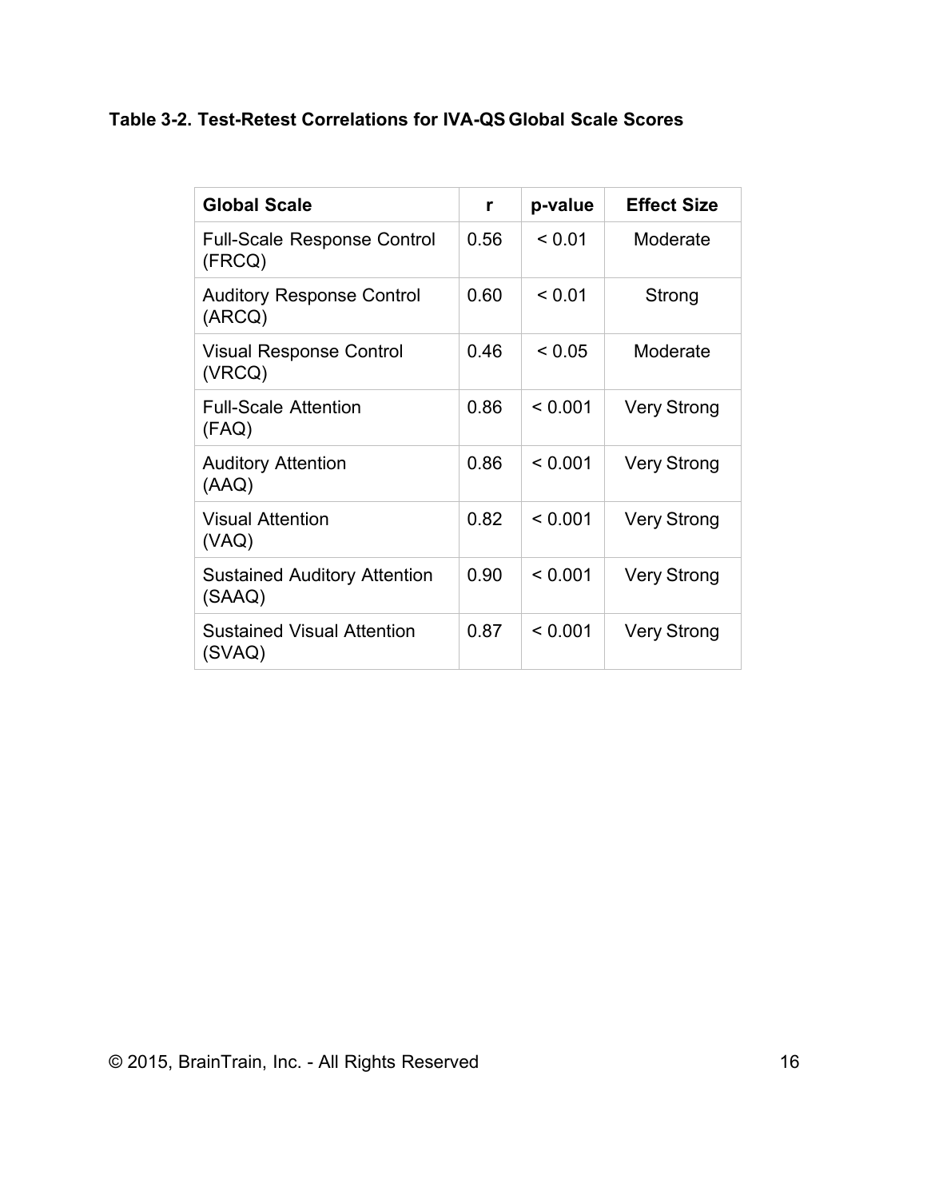**Table 3-2. Test-Retest Correlations for IVA-QS Global Scale Scores**

| Global Scale | r | p-value | Effect Size |
|---|---|---|---|
| Full-Scale Response Control (FRCQ) | 0.56 | < 0.01 | Moderate |
| Auditory Response Control (ARCQ) | 0.60 | < 0.01 | Strong |
| Visual Response Control (VRCQ) | 0.46 | < 0.05 | Moderate |
| Full-Scale Attention (FAQ) | 0.86 | < 0.001 | Very Strong |
| Auditory Attention (AAQ) | 0.86 | < 0.001 | Very Strong |
| Visual Attention (VAQ) | 0.82 | < 0.001 | Very Strong |
| Sustained Auditory Attention (SAAQ) | 0.90 | < 0.001 | Very Strong |
| Sustained Visual Attention (SVAQ) | 0.87 | < 0.001 | Very Strong |

© 2015, BrainTrain, Inc. - All Rights Reserved